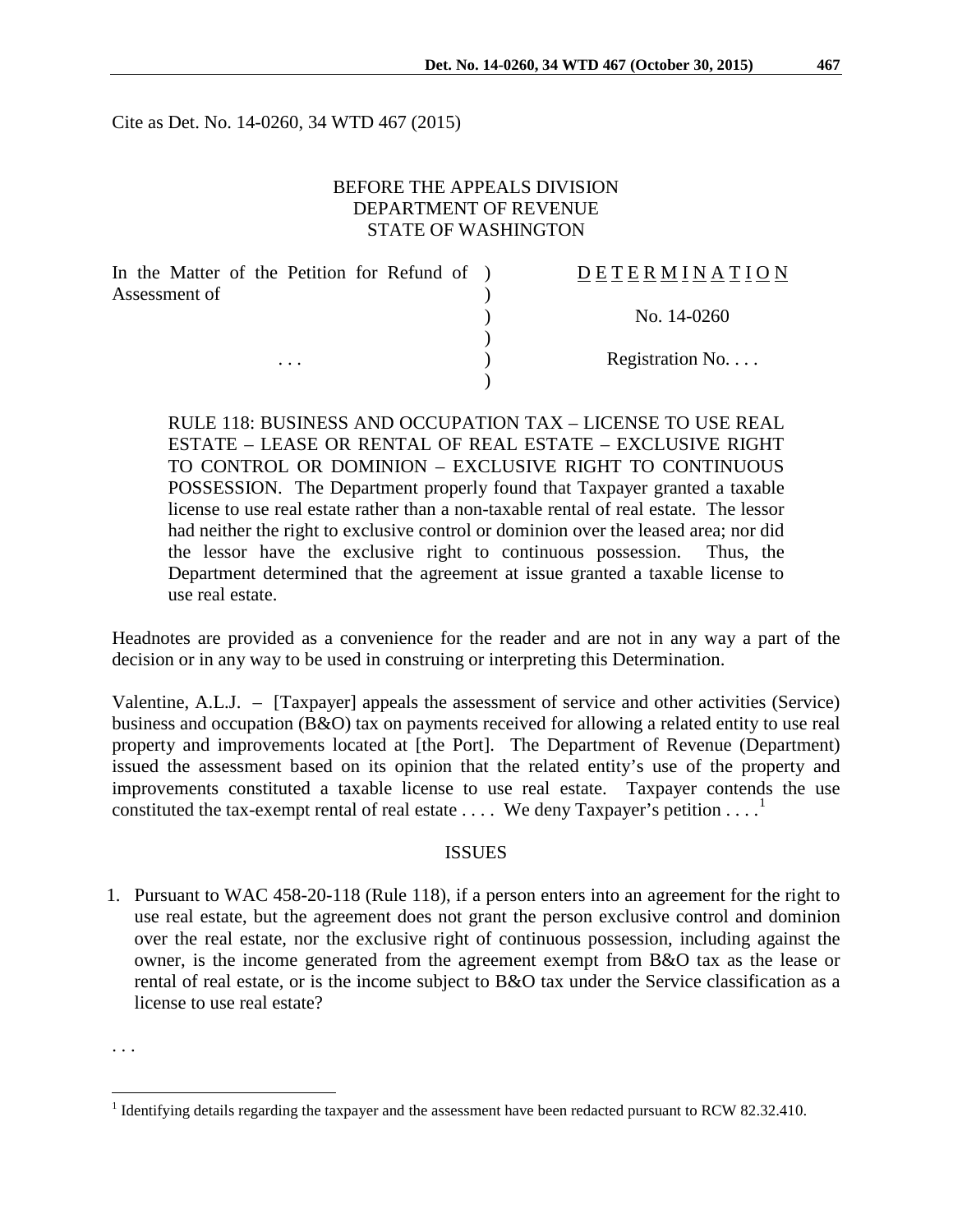Cite as Det. No. 14-0260, 34 WTD 467 (2015)

BEFORE THE APPEALS DIVISION
DEPARTMENT OF REVENUE
STATE OF WASHINGTON

| | | |
|---|---|---|
| In the Matter of the Petition for Refund of Assessment of | ) | D E T E R M I N A T I O N |
| | ) | |
| | ) | No. 14-0260 |
| | ) | |
| . . . | ) | Registration No. . . . |
| | ) | |

RULE 118: BUSINESS AND OCCUPATION TAX – LICENSE TO USE REAL ESTATE – LEASE OR RENTAL OF REAL ESTATE – EXCLUSIVE RIGHT TO CONTROL OR DOMINION – EXCLUSIVE RIGHT TO CONTINUOUS POSSESSION. The Department properly found that Taxpayer granted a taxable license to use real estate rather than a non-taxable rental of real estate. The lessor had neither the right to exclusive control or dominion over the leased area; nor did the lessor have the exclusive right to continuous possession. Thus, the Department determined that the agreement at issue granted a taxable license to use real estate.

Headnotes are provided as a convenience for the reader and are not in any way a part of the decision or in any way to be used in construing or interpreting this Determination.

Valentine, A.L.J. – [Taxpayer] appeals the assessment of service and other activities (Service) business and occupation (B&O) tax on payments received for allowing a related entity to use real property and improvements located at [the Port]. The Department of Revenue (Department) issued the assessment based on its opinion that the related entity's use of the property and improvements constituted a taxable license to use real estate. Taxpayer contends the use constituted the tax-exempt rental of real estate . . . . We deny Taxpayer's petition . . . .[1]

## ISSUES

1. Pursuant to WAC 458-20-118 (Rule 118), if a person enters into an agreement for the right to use real estate, but the agreement does not grant the person exclusive control and dominion over the real estate, nor the exclusive right of continuous possession, including against the owner, is the income generated from the agreement exempt from B&O tax as the lease or rental of real estate, or is the income subject to B&O tax under the Service classification as a license to use real estate?

. . .

[1] Identifying details regarding the taxpayer and the assessment have been redacted pursuant to RCW 82.32.410.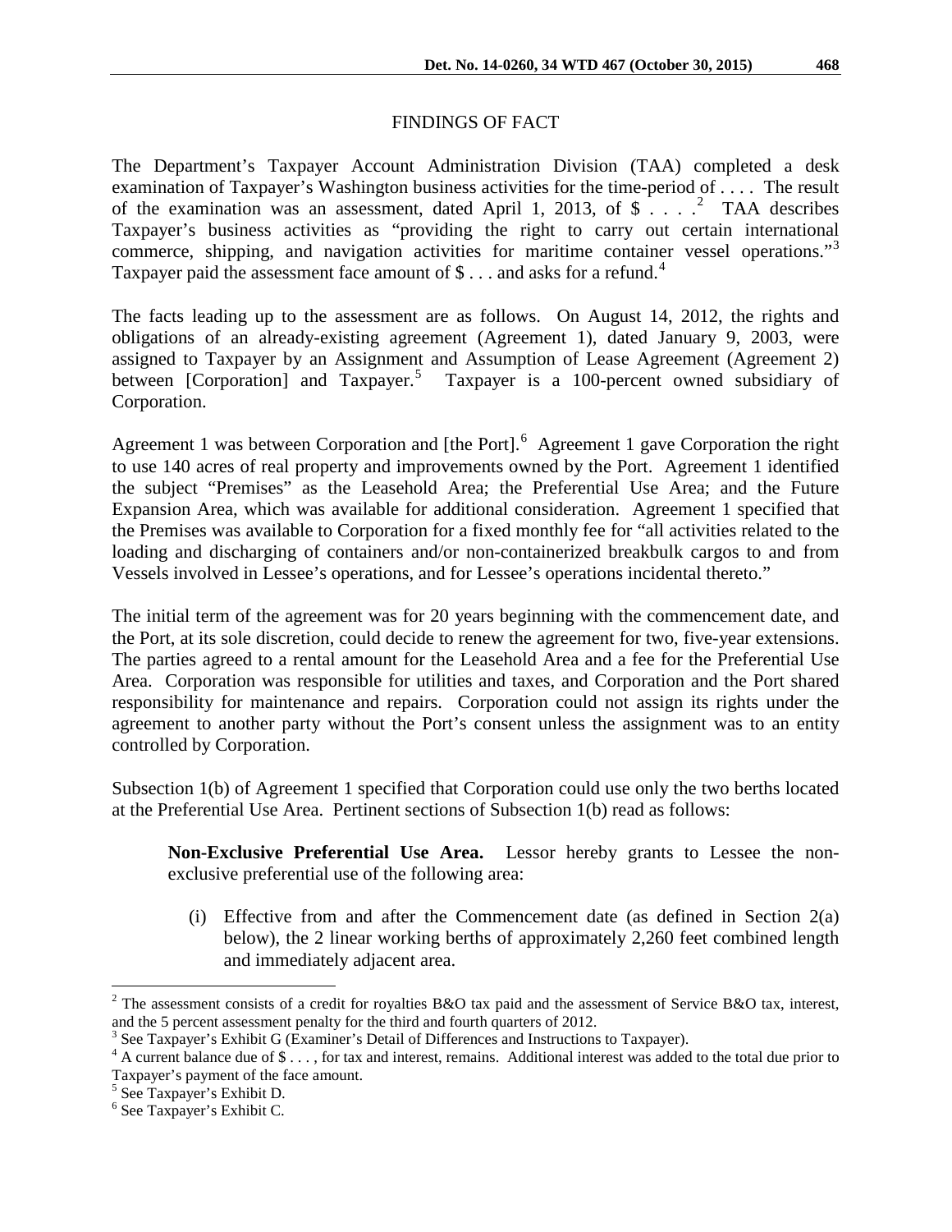## FINDINGS OF FACT

The Department's Taxpayer Account Administration Division (TAA) completed a desk examination of Taxpayer's Washington business activities for the time-period of . . . . The result of the examination was an assessment, dated April 1, 2013, of $ . . . .[2] TAA describes Taxpayer's business activities as "providing the right to carry out certain international commerce, shipping, and navigation activities for maritime container vessel operations."[3] Taxpayer paid the assessment face amount of $ . . . and asks for a refund.[4]

The facts leading up to the assessment are as follows. On August 14, 2012, the rights and obligations of an already-existing agreement (Agreement 1), dated January 9, 2003, were assigned to Taxpayer by an Assignment and Assumption of Lease Agreement (Agreement 2) between [Corporation] and Taxpayer.[5] Taxpayer is a 100-percent owned subsidiary of Corporation.

Agreement 1 was between Corporation and [the Port].[6] Agreement 1 gave Corporation the right to use 140 acres of real property and improvements owned by the Port. Agreement 1 identified the subject "Premises" as the Leasehold Area; the Preferential Use Area; and the Future Expansion Area, which was available for additional consideration. Agreement 1 specified that the Premises was available to Corporation for a fixed monthly fee for "all activities related to the loading and discharging of containers and/or non-containerized breakbulk cargos to and from Vessels involved in Lessee's operations, and for Lessee's operations incidental thereto."

The initial term of the agreement was for 20 years beginning with the commencement date, and the Port, at its sole discretion, could decide to renew the agreement for two, five-year extensions. The parties agreed to a rental amount for the Leasehold Area and a fee for the Preferential Use Area. Corporation was responsible for utilities and taxes, and Corporation and the Port shared responsibility for maintenance and repairs. Corporation could not assign its rights under the agreement to another party without the Port's consent unless the assignment was to an entity controlled by Corporation.

Subsection 1(b) of Agreement 1 specified that Corporation could use only the two berths located at the Preferential Use Area. Pertinent sections of Subsection 1(b) read as follows:

> **Non-Exclusive Preferential Use Area.** Lessor hereby grants to Lessee the non-exclusive preferential use of the following area:
>
> (i) Effective from and after the Commencement date (as defined in Section 2(a) below), the 2 linear working berths of approximately 2,260 feet combined length and immediately adjacent area.

---

[2] The assessment consists of a credit for royalties B&O tax paid and the assessment of Service B&O tax, interest, and the 5 percent assessment penalty for the third and fourth quarters of 2012.

[3] See Taxpayer's Exhibit G (Examiner's Detail of Differences and Instructions to Taxpayer).

[4] A current balance due of $ . . . , for tax and interest, remains. Additional interest was added to the total due prior to Taxpayer's payment of the face amount.

[5] See Taxpayer's Exhibit D.

[6] See Taxpayer's Exhibit C.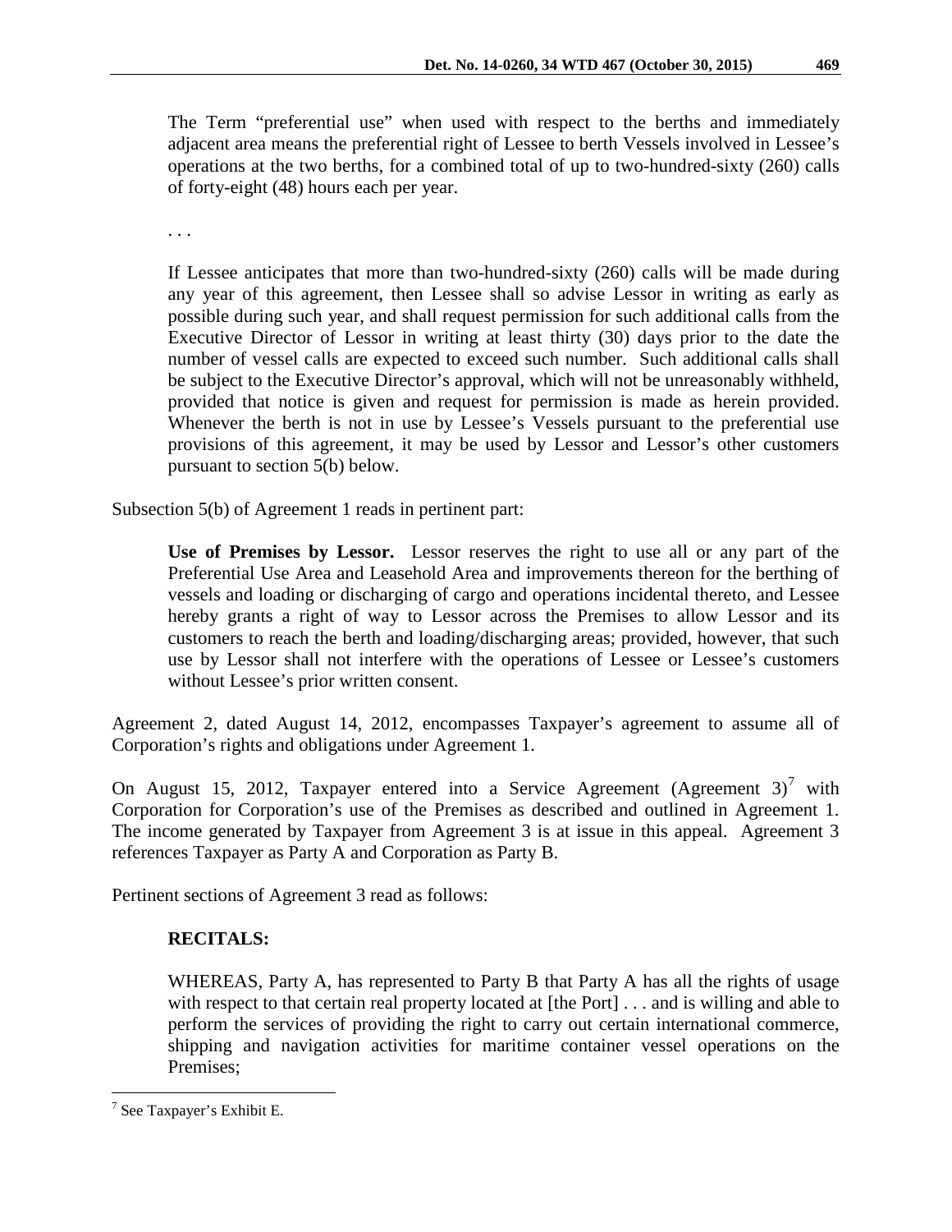> The Term "preferential use" when used with respect to the berths and immediately adjacent area means the preferential right of Lessee to berth Vessels involved in Lessee's operations at the two berths, for a combined total of up to two-hundred-sixty (260) calls of forty-eight (48) hours each per year.
>
> . . .
>
> If Lessee anticipates that more than two-hundred-sixty (260) calls will be made during any year of this agreement, then Lessee shall so advise Lessor in writing as early as possible during such year, and shall request permission for such additional calls from the Executive Director of Lessor in writing at least thirty (30) days prior to the date the number of vessel calls are expected to exceed such number. Such additional calls shall be subject to the Executive Director's approval, which will not be unreasonably withheld, provided that notice is given and request for permission is made as herein provided. Whenever the berth is not in use by Lessee's Vessels pursuant to the preferential use provisions of this agreement, it may be used by Lessor and Lessor's other customers pursuant to section 5(b) below.

Subsection 5(b) of Agreement 1 reads in pertinent part:

> **Use of Premises by Lessor.** Lessor reserves the right to use all or any part of the Preferential Use Area and Leasehold Area and improvements thereon for the berthing of vessels and loading or discharging of cargo and operations incidental thereto, and Lessee hereby grants a right of way to Lessor across the Premises to allow Lessor and its customers to reach the berth and loading/discharging areas; provided, however, that such use by Lessor shall not interfere with the operations of Lessee or Lessee's customers without Lessee's prior written consent.

Agreement 2, dated August 14, 2012, encompasses Taxpayer's agreement to assume all of Corporation's rights and obligations under Agreement 1.

On August 15, 2012, Taxpayer entered into a Service Agreement (Agreement 3)[7] with Corporation for Corporation's use of the Premises as described and outlined in Agreement 1. The income generated by Taxpayer from Agreement 3 is at issue in this appeal. Agreement 3 references Taxpayer as Party A and Corporation as Party B.

Pertinent sections of Agreement 3 read as follows:

> **RECITALS:**
>
> WHEREAS, Party A, has represented to Party B that Party A has all the rights of usage with respect to that certain real property located at [the Port] . . . and is willing and able to perform the services of providing the right to carry out certain international commerce, shipping and navigation activities for maritime container vessel operations on the Premises;

---

[7] See Taxpayer's Exhibit E.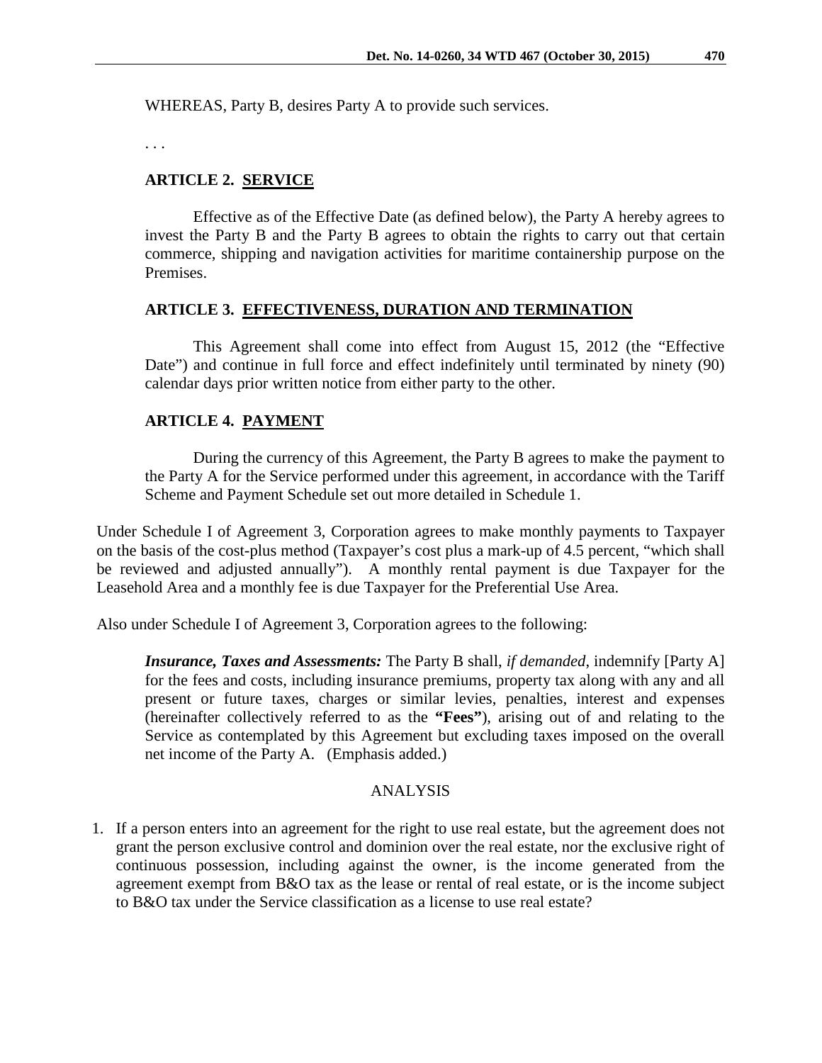WHEREAS, Party B, desires Party A to provide such services.

. . .

**ARTICLE 2. SERVICE**

Effective as of the Effective Date (as defined below), the Party A hereby agrees to invest the Party B and the Party B agrees to obtain the rights to carry out that certain commerce, shipping and navigation activities for maritime containership purpose on the Premises.

**ARTICLE 3. EFFECTIVENESS, DURATION AND TERMINATION**

This Agreement shall come into effect from August 15, 2012 (the "Effective Date") and continue in full force and effect indefinitely until terminated by ninety (90) calendar days prior written notice from either party to the other.

**ARTICLE 4. PAYMENT**

During the currency of this Agreement, the Party B agrees to make the payment to the Party A for the Service performed under this agreement, in accordance with the Tariff Scheme and Payment Schedule set out more detailed in Schedule 1.

Under Schedule I of Agreement 3, Corporation agrees to make monthly payments to Taxpayer on the basis of the cost-plus method (Taxpayer's cost plus a mark-up of 4.5 percent, "which shall be reviewed and adjusted annually"). A monthly rental payment is due Taxpayer for the Leasehold Area and a monthly fee is due Taxpayer for the Preferential Use Area.

Also under Schedule I of Agreement 3, Corporation agrees to the following:

> ***Insurance, Taxes and Assessments:*** The Party B shall, *if demanded*, indemnify [Party A] for the fees and costs, including insurance premiums, property tax along with any and all present or future taxes, charges or similar levies, penalties, interest and expenses (hereinafter collectively referred to as the **"Fees"**), arising out of and relating to the Service as contemplated by this Agreement but excluding taxes imposed on the overall net income of the Party A. (Emphasis added.)

## ANALYSIS

1. If a person enters into an agreement for the right to use real estate, but the agreement does not grant the person exclusive control and dominion over the real estate, nor the exclusive right of continuous possession, including against the owner, is the income generated from the agreement exempt from B&O tax as the lease or rental of real estate, or is the income subject to B&O tax under the Service classification as a license to use real estate?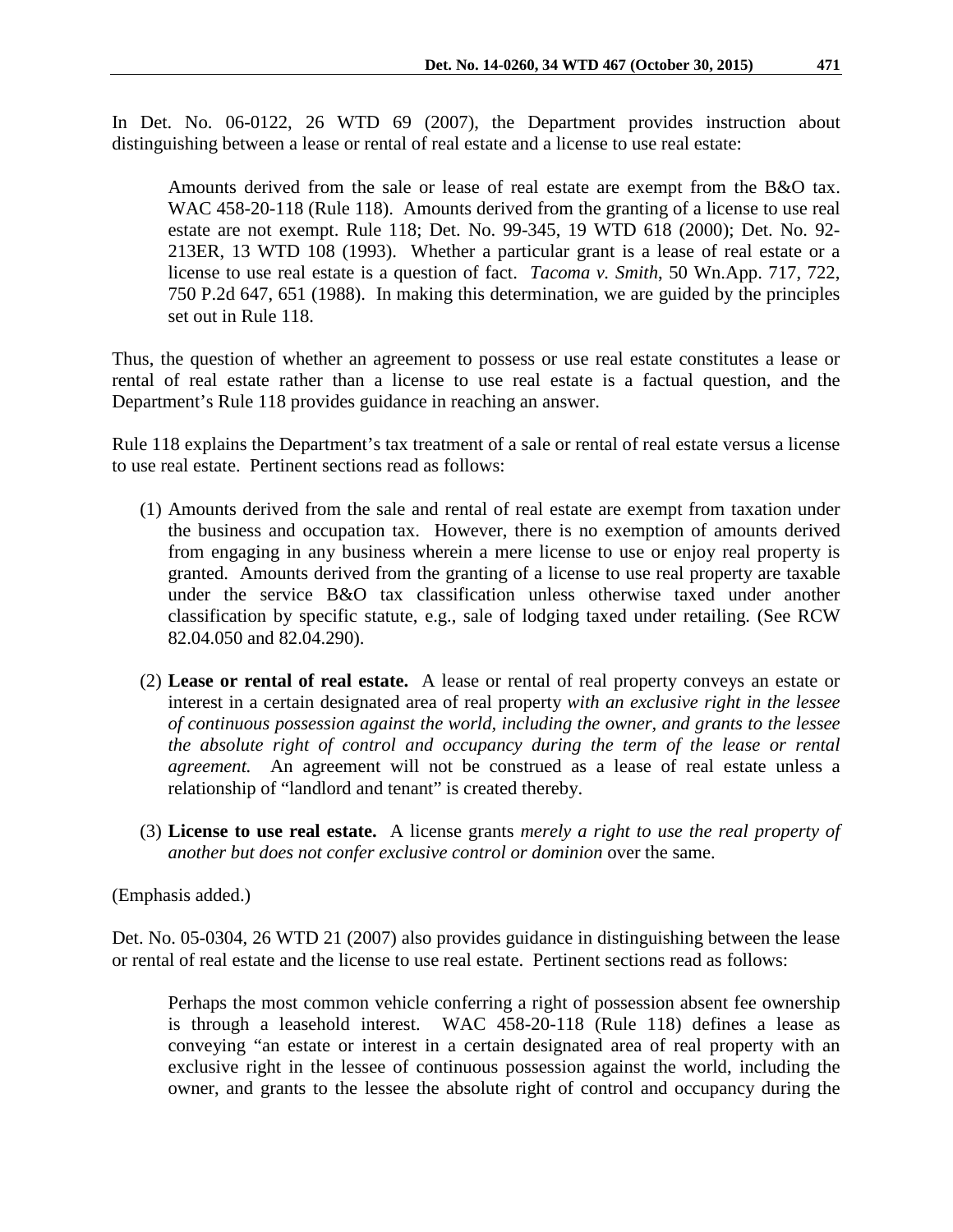In Det. No. 06-0122, 26 WTD 69 (2007), the Department provides instruction about distinguishing between a lease or rental of real estate and a license to use real estate:

> Amounts derived from the sale or lease of real estate are exempt from the B&O tax. WAC 458-20-118 (Rule 118). Amounts derived from the granting of a license to use real estate are not exempt. Rule 118; Det. No. 99-345, 19 WTD 618 (2000); Det. No. 92-213ER, 13 WTD 108 (1993). Whether a particular grant is a lease of real estate or a license to use real estate is a question of fact. *Tacoma v. Smith*, 50 Wn.App. 717, 722, 750 P.2d 647, 651 (1988). In making this determination, we are guided by the principles set out in Rule 118.

Thus, the question of whether an agreement to possess or use real estate constitutes a lease or rental of real estate rather than a license to use real estate is a factual question, and the Department's Rule 118 provides guidance in reaching an answer.

Rule 118 explains the Department's tax treatment of a sale or rental of real estate versus a license to use real estate. Pertinent sections read as follows:

> (1) Amounts derived from the sale and rental of real estate are exempt from taxation under the business and occupation tax. However, there is no exemption of amounts derived from engaging in any business wherein a mere license to use or enjoy real property is granted. Amounts derived from the granting of a license to use real property are taxable under the service B&O tax classification unless otherwise taxed under another classification by specific statute, e.g., sale of lodging taxed under retailing. (See RCW 82.04.050 and 82.04.290).
>
> (2) **Lease or rental of real estate.** A lease or rental of real property conveys an estate or interest in a certain designated area of real property *with an exclusive right in the lessee of continuous possession against the world, including the owner, and grants to the lessee the absolute right of control and occupancy during the term of the lease or rental agreement.* An agreement will not be construed as a lease of real estate unless a relationship of "landlord and tenant" is created thereby.
>
> (3) **License to use real estate.** A license grants *merely a right to use the real property of another but does not confer exclusive control or dominion* over the same.

(Emphasis added.)

Det. No. 05-0304, 26 WTD 21 (2007) also provides guidance in distinguishing between the lease or rental of real estate and the license to use real estate. Pertinent sections read as follows:

> Perhaps the most common vehicle conferring a right of possession absent fee ownership is through a leasehold interest. WAC 458-20-118 (Rule 118) defines a lease as conveying "an estate or interest in a certain designated area of real property with an exclusive right in the lessee of continuous possession against the world, including the owner, and grants to the lessee the absolute right of control and occupancy during the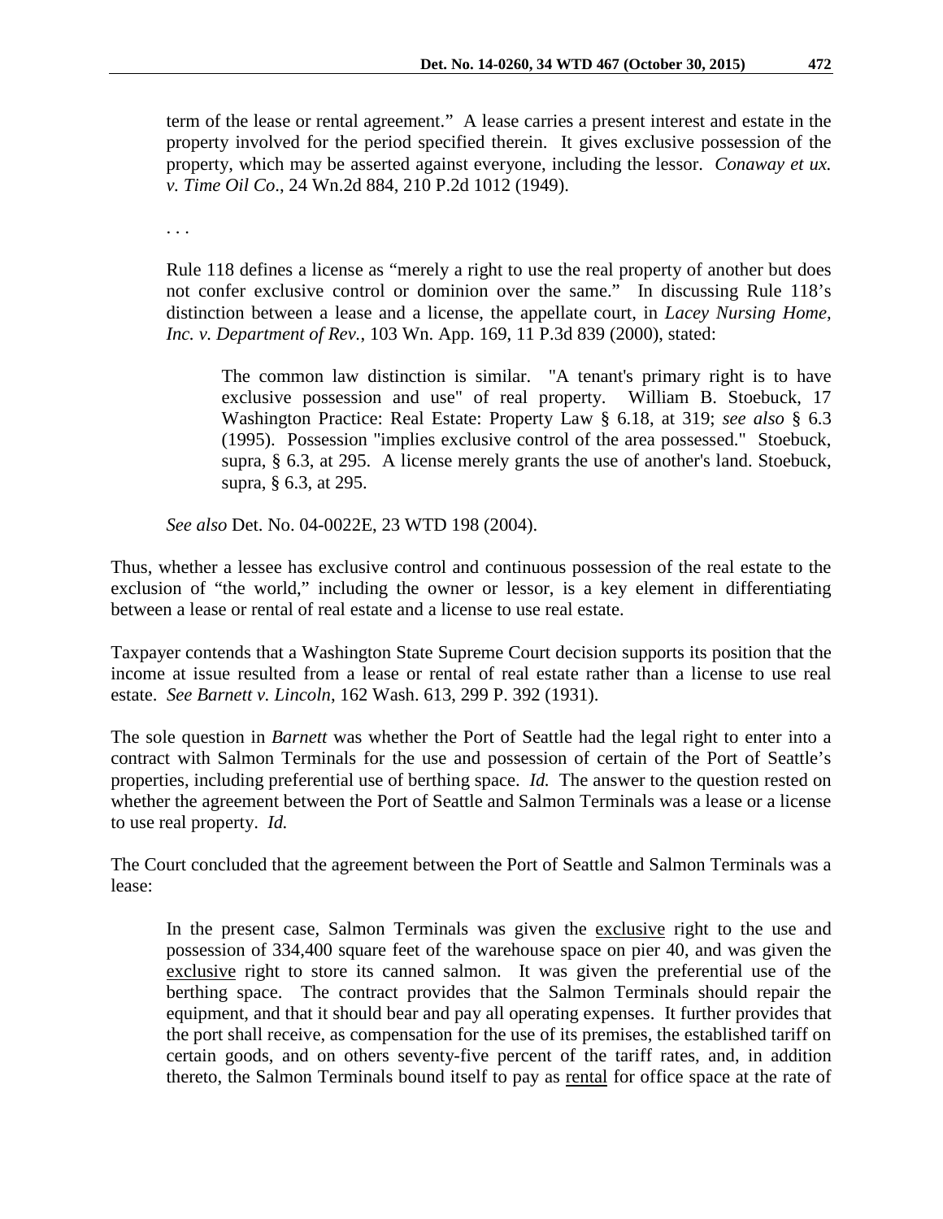> term of the lease or rental agreement." A lease carries a present interest and estate in the property involved for the period specified therein. It gives exclusive possession of the property, which may be asserted against everyone, including the lessor. *Conaway et ux. v. Time Oil Co.*, 24 Wn.2d 884, 210 P.2d 1012 (1949).
>
> . . .
>
> Rule 118 defines a license as "merely a right to use the real property of another but does not confer exclusive control or dominion over the same." In discussing Rule 118's distinction between a lease and a license, the appellate court, in *Lacey Nursing Home, Inc. v. Department of Rev.*, 103 Wn. App. 169, 11 P.3d 839 (2000), stated:
>
>> The common law distinction is similar. "A tenant's primary right is to have exclusive possession and use" of real property. William B. Stoebuck, 17 Washington Practice: Real Estate: Property Law § 6.18, at 319; *see also* § 6.3 (1995). Possession "implies exclusive control of the area possessed." Stoebuck, supra, § 6.3, at 295. A license merely grants the use of another's land. Stoebuck, supra, § 6.3, at 295.
>
> *See also* Det. No. 04-0022E, 23 WTD 198 (2004).

Thus, whether a lessee has exclusive control and continuous possession of the real estate to the exclusion of "the world," including the owner or lessor, is a key element in differentiating between a lease or rental of real estate and a license to use real estate.

Taxpayer contends that a Washington State Supreme Court decision supports its position that the income at issue resulted from a lease or rental of real estate rather than a license to use real estate. *See Barnett v. Lincoln*, 162 Wash. 613, 299 P. 392 (1931).

The sole question in *Barnett* was whether the Port of Seattle had the legal right to enter into a contract with Salmon Terminals for the use and possession of certain of the Port of Seattle's properties, including preferential use of berthing space. *Id.* The answer to the question rested on whether the agreement between the Port of Seattle and Salmon Terminals was a lease or a license to use real property. *Id.*

The Court concluded that the agreement between the Port of Seattle and Salmon Terminals was a lease:

> In the present case, Salmon Terminals was given the <u>exclusive</u> right to the use and possession of 334,400 square feet of the warehouse space on pier 40, and was given the <u>exclusive</u> right to store its canned salmon. It was given the preferential use of the berthing space. The contract provides that the Salmon Terminals should repair the equipment, and that it should bear and pay all operating expenses. It further provides that the port shall receive, as compensation for the use of its premises, the established tariff on certain goods, and on others seventy-five percent of the tariff rates, and, in addition thereto, the Salmon Terminals bound itself to pay as <u>rental</u> for office space at the rate of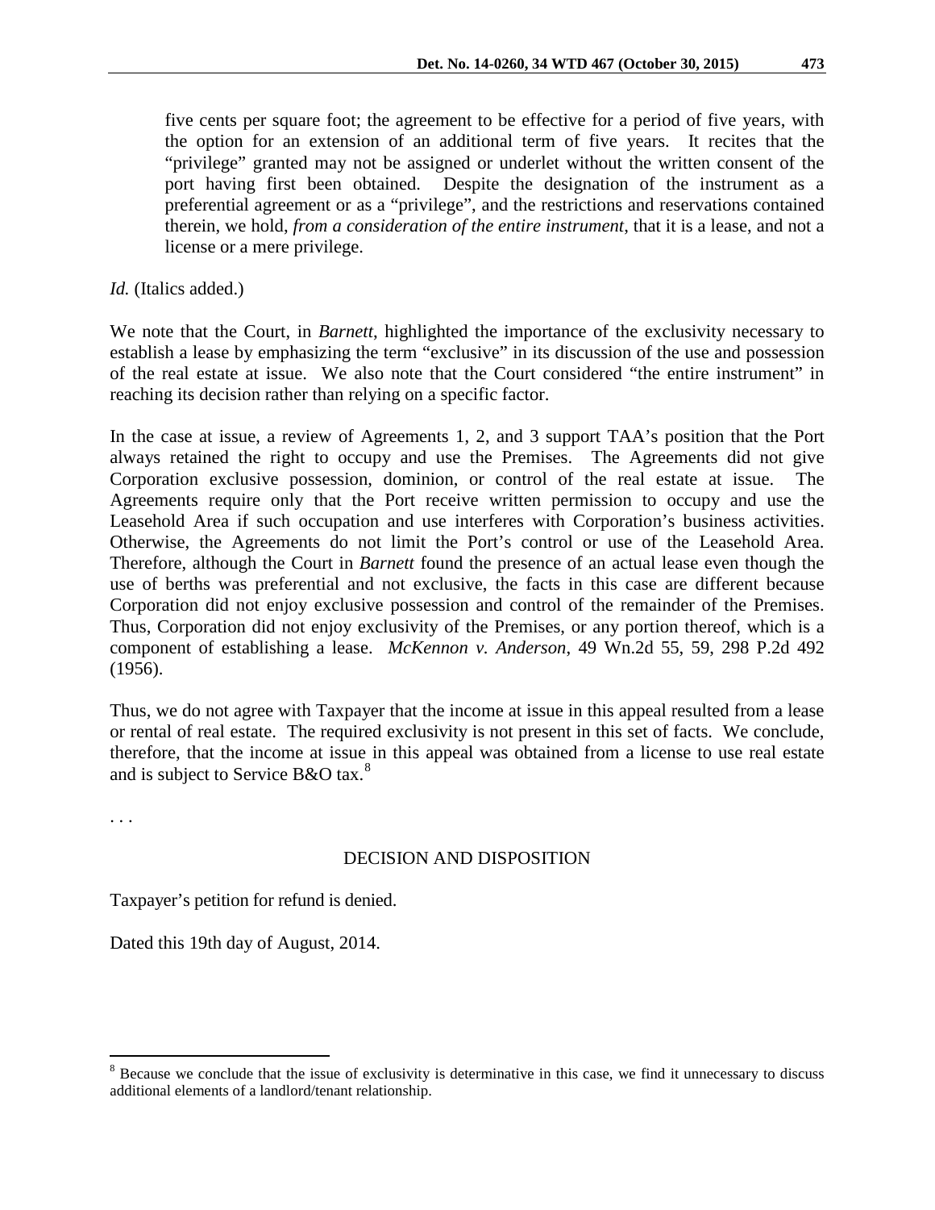> five cents per square foot; the agreement to be effective for a period of five years, with the option for an extension of an additional term of five years. It recites that the "privilege" granted may not be assigned or underlet without the written consent of the port having first been obtained. Despite the designation of the instrument as a preferential agreement or as a "privilege", and the restrictions and reservations contained therein, we hold, *from a consideration of the entire instrument*, that it is a lease, and not a license or a mere privilege.

*Id.* (Italics added.)

We note that the Court, in *Barnett*, highlighted the importance of the exclusivity necessary to establish a lease by emphasizing the term "exclusive" in its discussion of the use and possession of the real estate at issue. We also note that the Court considered "the entire instrument" in reaching its decision rather than relying on a specific factor.

In the case at issue, a review of Agreements 1, 2, and 3 support TAA's position that the Port always retained the right to occupy and use the Premises. The Agreements did not give Corporation exclusive possession, dominion, or control of the real estate at issue. The Agreements require only that the Port receive written permission to occupy and use the Leasehold Area if such occupation and use interferes with Corporation's business activities. Otherwise, the Agreements do not limit the Port's control or use of the Leasehold Area. Therefore, although the Court in *Barnett* found the presence of an actual lease even though the use of berths was preferential and not exclusive, the facts in this case are different because Corporation did not enjoy exclusive possession and control of the remainder of the Premises. Thus, Corporation did not enjoy exclusivity of the Premises, or any portion thereof, which is a component of establishing a lease. *McKennon v. Anderson*, 49 Wn.2d 55, 59, 298 P.2d 492 (1956).

Thus, we do not agree with Taxpayer that the income at issue in this appeal resulted from a lease or rental of real estate. The required exclusivity is not present in this set of facts. We conclude, therefore, that the income at issue in this appeal was obtained from a license to use real estate and is subject to Service B&O tax.[8]

. . .

## DECISION AND DISPOSITION

Taxpayer's petition for refund is denied.

Dated this 19th day of August, 2014.

---

[8] Because we conclude that the issue of exclusivity is determinative in this case, we find it unnecessary to discuss additional elements of a landlord/tenant relationship.